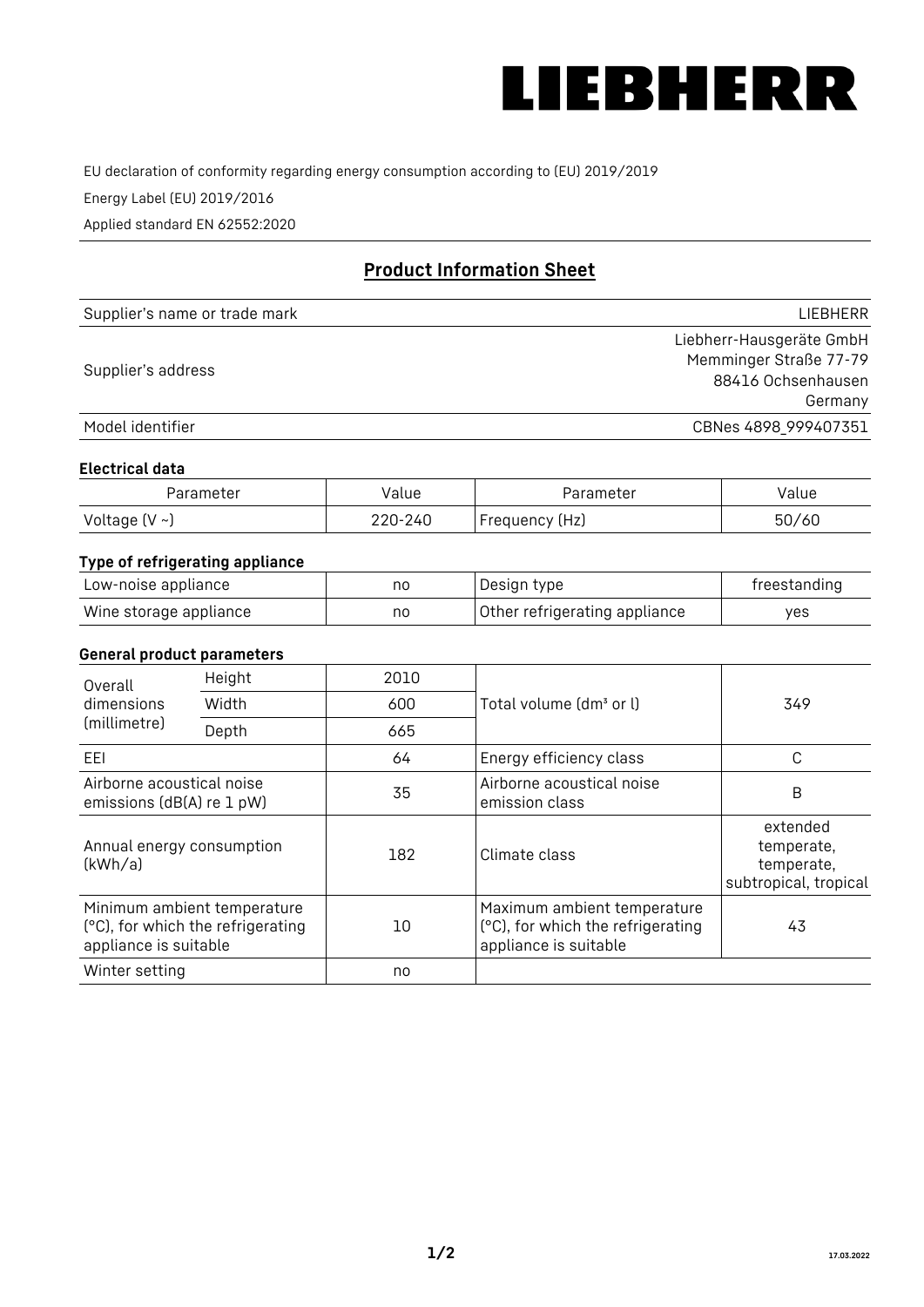LIEBHERR

EU declaration of conformity regarding energy consumption according to (EU) 2019/2019

Energy Label (EU) 2019/2016

Applied standard EN 62552:2020

## Product Information Sheet

| | |
|---|---|
| Supplier's name or trade mark | LIEBHERR |
| Supplier's address | Liebherr-Hausgeräte GmbH<br>Memminger Straße 77-79<br>88416 Ochsenhausen<br>Germany |
| Model identifier | CBNes 4898_999407351 |

### Electrical data

| Parameter | Value | Parameter | Value |
|---|---|---|---|
| Voltage (V ~) | 220-240 | Frequency (Hz) | 50/60 |

### Type of refrigerating appliance

| | | | |
|---|---|---|---|
| Low-noise appliance | no | Design type | freestanding |
| Wine storage appliance | no | Other refrigerating appliance | yes |

### General product parameters

| | | | | |
|---|---|---|---|---|
| Overall dimensions (millimetre) | Height | 2010 | Total volume (dm³ or l) | 349 |
| | Width | 600 | | |
| | Depth | 665 | | |
| EEI | | 64 | Energy efficiency class | C |
| Airborne acoustical noise emissions (dB(A) re 1 pW) | | 35 | Airborne acoustical noise emission class | B |
| Annual energy consumption (kWh/a) | | 182 | Climate class | extended temperate, temperate, subtropical, tropical |
| Minimum ambient temperature (°C), for which the refrigerating appliance is suitable | | 10 | Maximum ambient temperature (°C), for which the refrigerating appliance is suitable | 43 |
| Winter setting | | no | | |

17.03.2022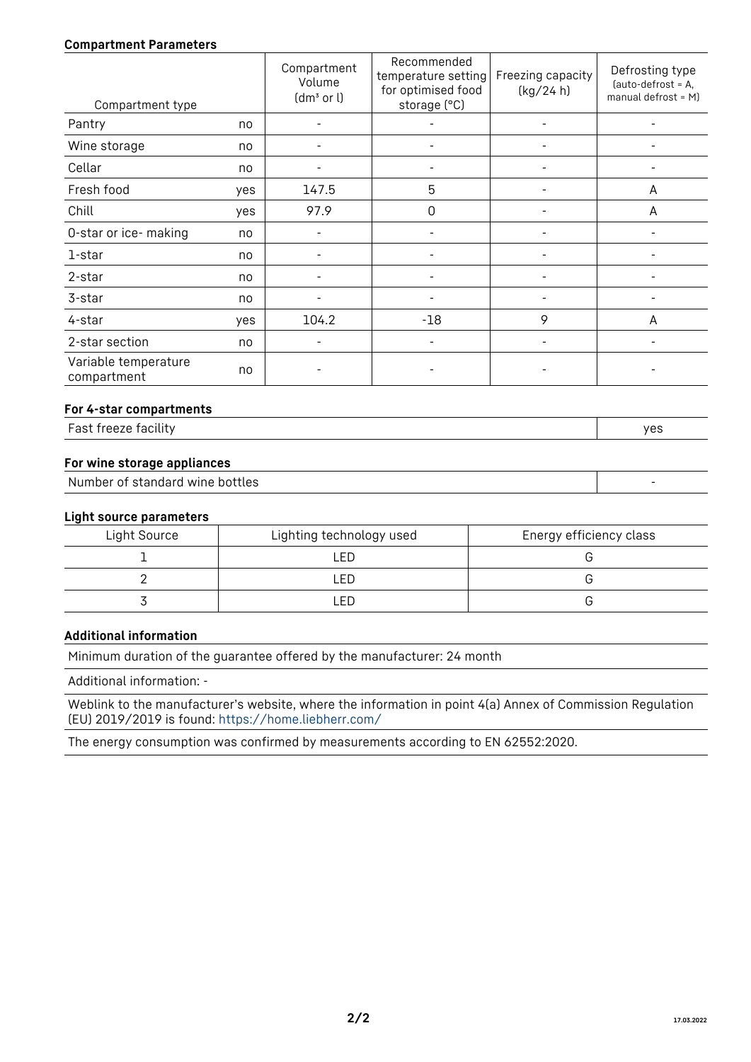**Compartment Parameters**

| Compartment type | | Compartment Volume (dm³ or l) | Recommended temperature setting for optimised food storage (°C) | Freezing capacity (kg/24 h) | Defrosting type (auto-defrost = A, manual defrost = M) |
|---|---|---|---|---|---|
| Pantry | no | - | - | - | - |
| Wine storage | no | - | - | - | - |
| Cellar | no | - | - | - | - |
| Fresh food | yes | 147.5 | 5 | - | A |
| Chill | yes | 97.9 | 0 | - | A |
| 0-star or ice- making | no | - | - | - | - |
| 1-star | no | - | - | - | - |
| 2-star | no | - | - | - | - |
| 3-star | no | - | - | - | - |
| 4-star | yes | 104.2 | -18 | 9 | A |
| 2-star section | no | - | - | - | - |
| Variable temperature compartment | no | - | - | - | - |

**For 4-star compartments**

| | |
|---|---|
| Fast freeze facility | yes |

**For wine storage appliances**

| | |
|---|---|
| Number of standard wine bottles | - |

**Light source parameters**

| Light Source | Lighting technology used | Energy efficiency class |
|---|---|---|
| 1 | LED | G |
| 2 | LED | G |
| 3 | LED | G |

**Additional information**

Minimum duration of the guarantee offered by the manufacturer: 24 month

Additional information: -

Weblink to the manufacturer's website, where the information in point 4(a) Annex of Commission Regulation (EU) 2019/2019 is found: https://home.liebherr.com/

The energy consumption was confirmed by measurements according to EN 62552:2020.

17.03.2022